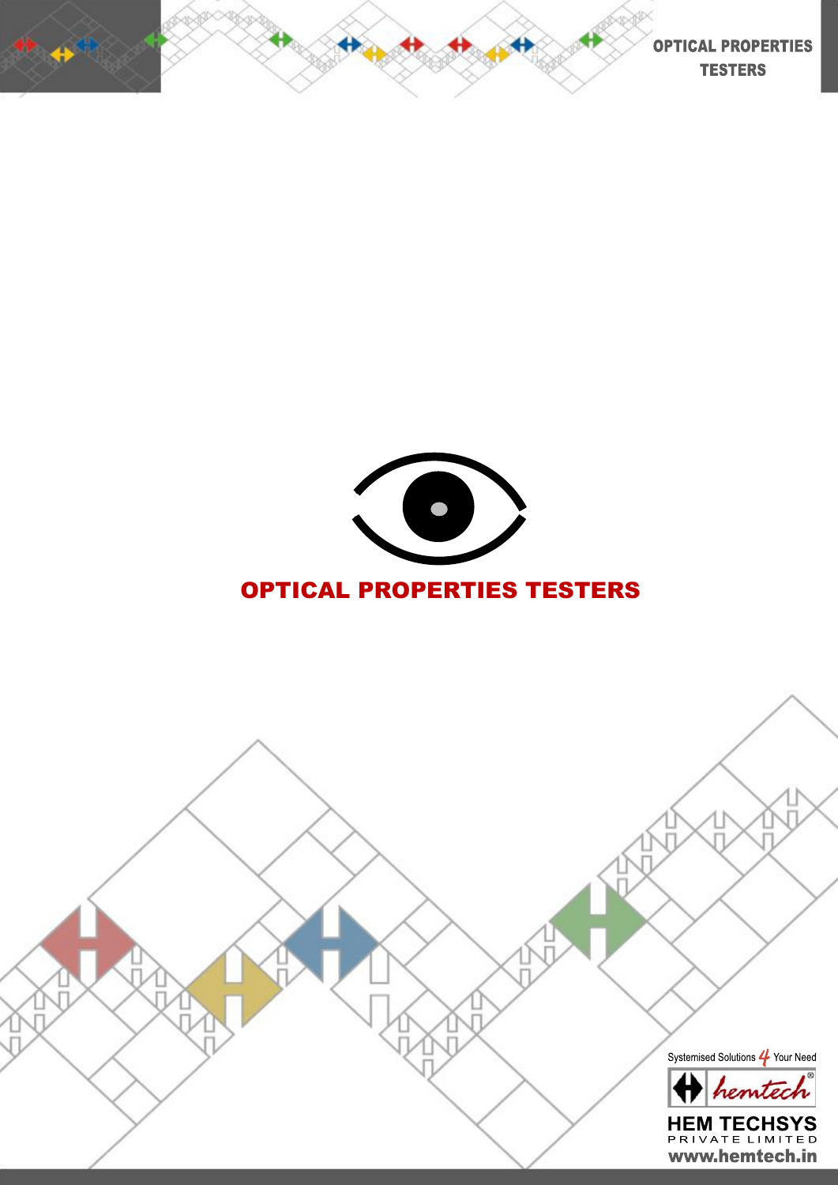# OPTICAL PROPERTIES TESTERS

Systemised Solutions 4 Your Need

hemtech

HEM TECHSYS PRIVATE LIMITED

www.hemtech.in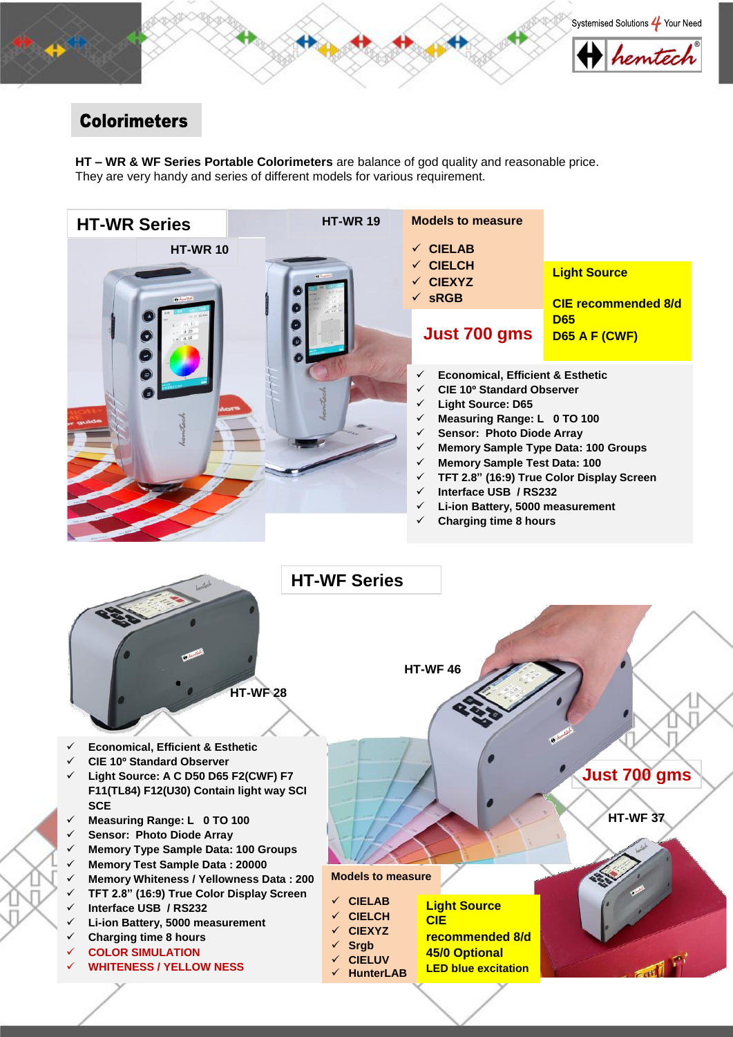# Colorimeters

**HT – WR & WF Series Portable Colorimeters** are balance of god quality and reasonable price. They are very handy and series of different models for various requirement.

## HT-WR Series

HT-WR 10

HT-WR 19

**Models to measure**

- ✓ CIELAB
- ✓ CIELCH
- ✓ CIEXYZ
- ✓ sRGB

**Light Source**

CIE recommended 8/d
D65
D65 A F (CWF)

**Just 700 gms**

- ✓ Economical, Efficient & Esthetic
- ✓ CIE 10º Standard Observer
- ✓ Light Source: D65
- ✓ Measuring Range: L 0 TO 100
- ✓ Sensor: Photo Diode Array
- ✓ Memory Sample Type Data: 100 Groups
- ✓ Memory Sample Test Data: 100
- ✓ TFT 2.8" (16:9) True Color Display Screen
- ✓ Interface USB / RS232
- ✓ Li-ion Battery, 5000 measurement
- ✓ Charging time 8 hours

## HT-WF Series

HT-WF 28

HT-WF 46

HT-WF 37

**Just 700 gms**

- ✓ Economical, Efficient & Esthetic
- ✓ CIE 10º Standard Observer
- ✓ Light Source: A C D50 D65 F2(CWF) F7 F11(TL84) F12(U30) Contain light way SCI SCE
- ✓ Measuring Range: L 0 TO 100
- ✓ Sensor: Photo Diode Array
- ✓ Memory Type Sample Data: 100 Groups
- ✓ Memory Test Sample Data : 20000
- ✓ Memory Whiteness / Yellowness Data : 200
- ✓ TFT 2.8" (16:9) True Color Display Screen
- ✓ Interface USB / RS232
- ✓ Li-ion Battery, 5000 measurement
- ✓ Charging time 8 hours
- ✓ COLOR SIMULATION
- ✓ WHITENESS / YELLOW NESS

**Models to measure**

- ✓ CIELAB
- ✓ CIELCH
- ✓ CIEXYZ
- ✓ Srgb
- ✓ CIELUV
- ✓ HunterLAB

**Light Source**

CIE recommended 8/d
45/0 Optional
LED blue excitation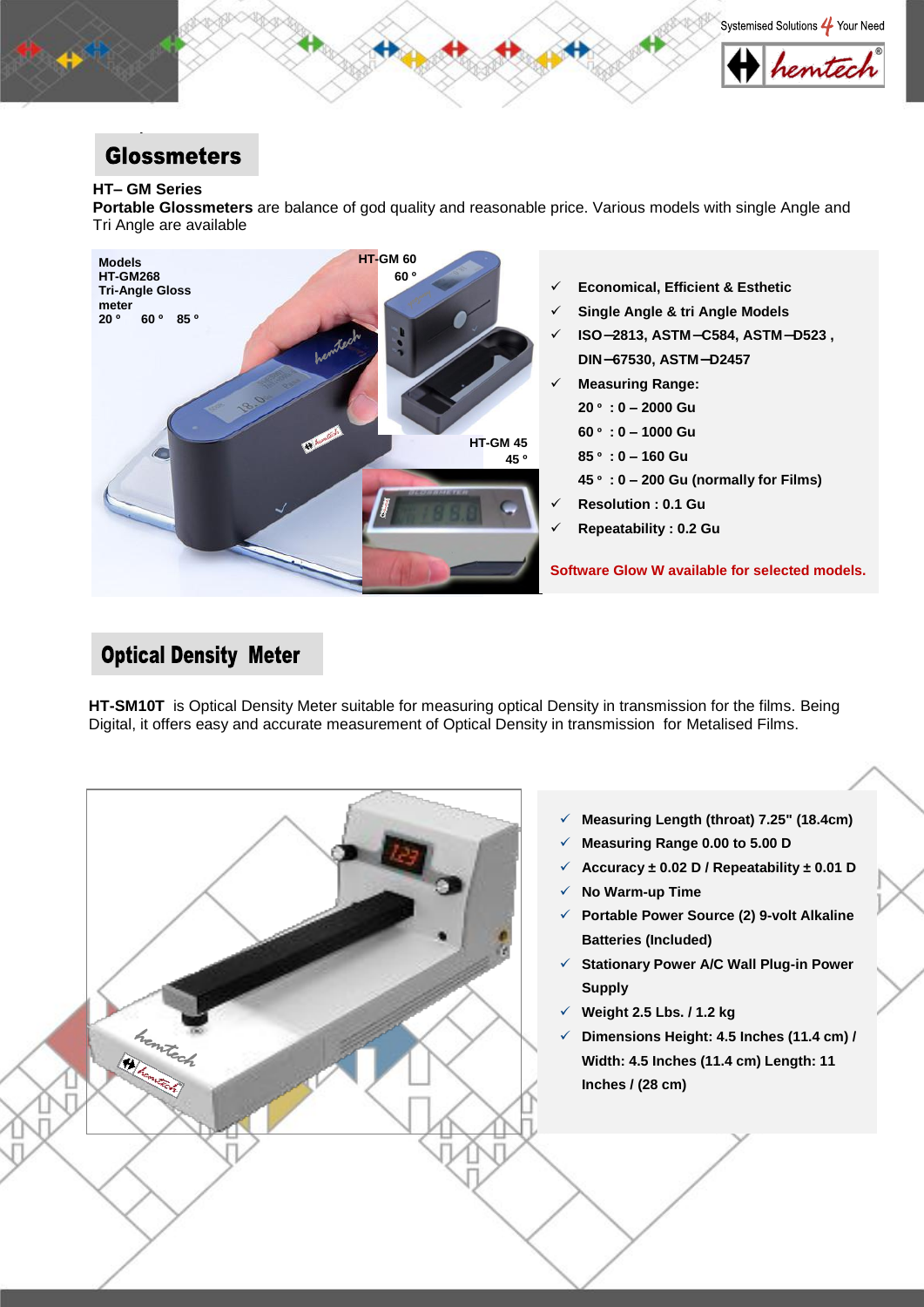## Glossmeters

**HT– GM Series**

**Portable Glossmeters** are balance of god quality and reasonable price. Various models with single Angle and Tri Angle are available

**Models**
**HT-GM268**
**Tri-Angle Gloss meter**
**20 ° 60 ° 85 °**

**HT-GM 60**
**60 °**

**HT-GM 45**
**45 °**

- **Economical, Efficient & Esthetic**
- **Single Angle & tri Angle Models**
- **ISO–2813, ASTM–C584, ASTM–D523 , DIN–67530, ASTM–D2457**
- **Measuring Range:**
  **20 ° : 0 – 2000 Gu**
  **60 ° : 0 – 1000 Gu**
  **85 ° : 0 – 160 Gu**
  **45 ° : 0 – 200 Gu (normally for Films)**
- **Resolution : 0.1 Gu**
- **Repeatability : 0.2 Gu**

**Software Glow W available for selected models.**

## Optical Density Meter

**HT-SM10T** is Optical Density Meter suitable for measuring optical Density in transmission for the films. Being Digital, it offers easy and accurate measurement of Optical Density in transmission for Metalised Films.

- **Measuring Length (throat) 7.25" (18.4cm)**
- **Measuring Range 0.00 to 5.00 D**
- **Accuracy ± 0.02 D / Repeatability ± 0.01 D**
- **No Warm-up Time**
- **Portable Power Source (2) 9-volt Alkaline Batteries (Included)**
- **Stationary Power A/C Wall Plug-in Power Supply**
- **Weight 2.5 Lbs. / 1.2 kg**
- **Dimensions Height: 4.5 Inches (11.4 cm) / Width: 4.5 Inches (11.4 cm) Length: 11 Inches / (28 cm)**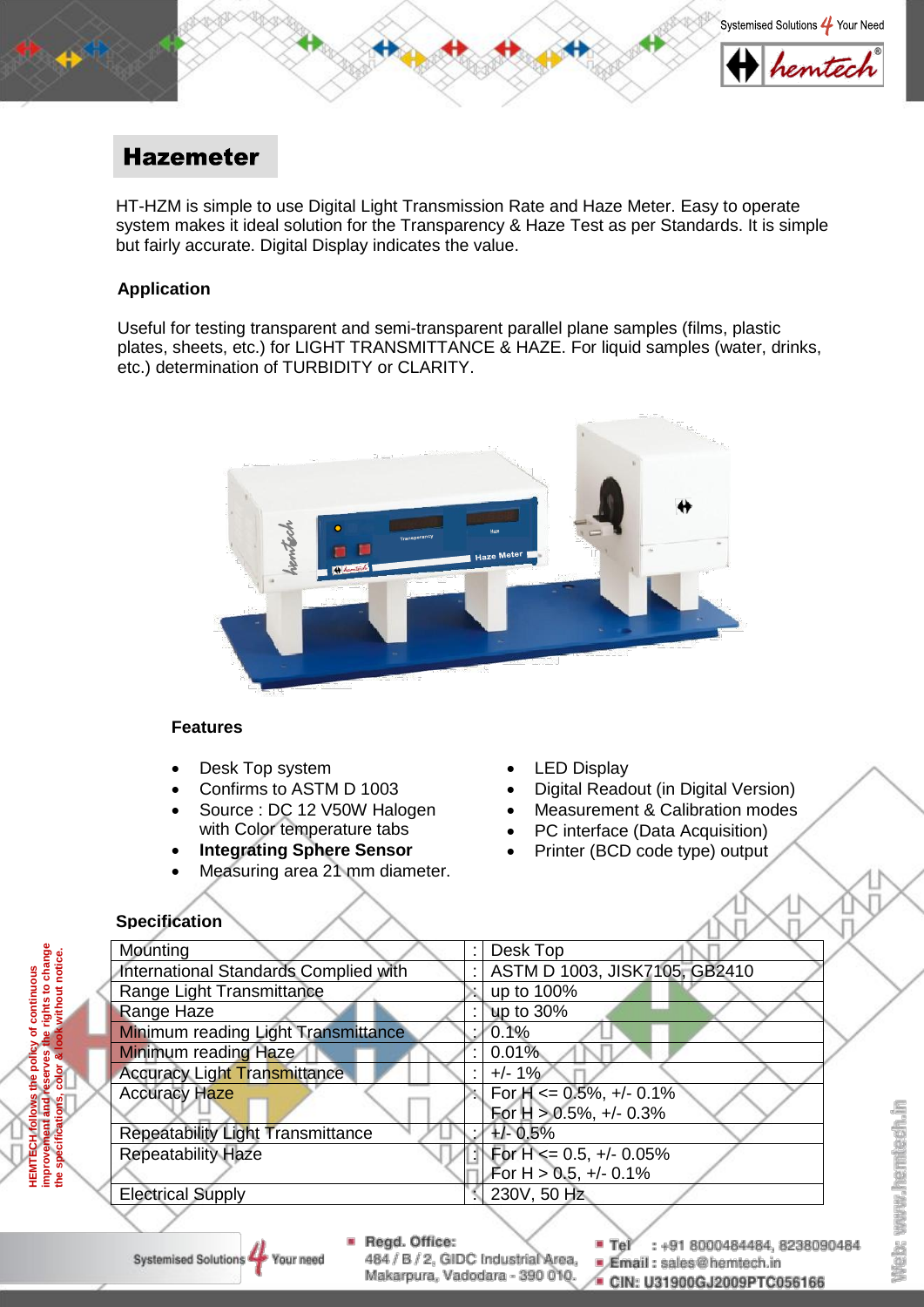## Hazemeter

HT-HZM is simple to use Digital Light Transmission Rate and Haze Meter. Easy to operate system makes it ideal solution for the Transparency & Haze Test as per Standards. It is simple but fairly accurate. Digital Display indicates the value.

### Application

Useful for testing transparent and semi-transparent parallel plane samples (films, plastic plates, sheets, etc.) for LIGHT TRANSMITTANCE & HAZE. For liquid samples (water, drinks, etc.) determination of TURBIDITY or CLARITY.

### Features

- Desk Top system
- Confirms to ASTM D 1003
- Source : DC 12 V50W Halogen with Color temperature tabs
- **Integrating Sphere Sensor**
- Measuring area 21 mm diameter.
- LED Display
- Digital Readout (in Digital Version)
- Measurement & Calibration modes
- PC interface (Data Acquisition)
- Printer (BCD code type) output

### Specification

| | | |
|---|---|---|
| Mounting | : | Desk Top |
| International Standards Complied with | : | ASTM D 1003, JISK7105, GB2410 |
| Range Light Transmittance | : | up to 100% |
| Range Haze | : | up to 30% |
| Minimum reading Light Transmittance | : | 0.1% |
| Minimum reading Haze | : | 0.01% |
| Accuracy Light Transmittance | : | +/- 1% |
| Accuracy Haze | : | For H <= 0.5%, +/- 0.1%<br>For H > 0.5%, +/- 0.3% |
| Repeatability Light Transmittance | : | +/- 0.5% |
| Repeatability Haze | : | For H <= 0.5, +/- 0.05%<br>For H > 0.5, +/- 0.1% |
| Electrical Supply | : | 230V, 50 Hz |

HEMTECH follows the policy of continuous improvement and reserves the rights to change the specifications, color & look without notice.